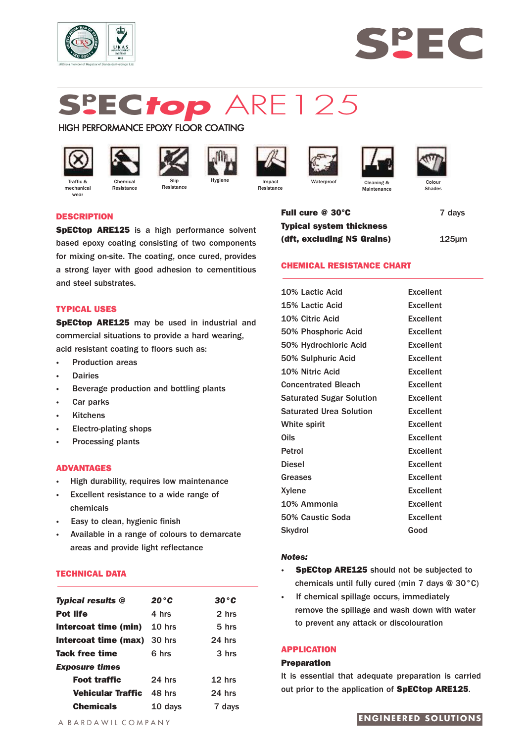# SpECtop ARE125

## HIGH PERFORMANCE EPOXY FLOOR COATING

Traffic & mechanical wear | Chemical Resistance | Slip Resistance | Hygiene | Impact Resistance | Waterproof | Cleaning & Maintenance | Colour Shades

### DESCRIPTION

**SpECtop ARE125** is a high performance solvent based epoxy coating consisting of two components for mixing on-site. The coating, once cured, provides a strong layer with good adhesion to cementitious and steel substrates.

### TYPICAL USES

**SpECtop ARE125** may be used in industrial and commercial situations to provide a hard wearing, acid resistant coating to floors such as:

- Production areas
- Dairies
- Beverage production and bottling plants
- Car parks
- Kitchens
- Electro-plating shops
- Processing plants

### ADVANTAGES

- High durability, requires low maintenance
- Excellent resistance to a wide range of chemicals
- Easy to clean, hygienic finish
- Available in a range of colours to demarcate areas and provide light reflectance

### TECHNICAL DATA

| ***Typical results @*** | ***20°C*** | ***30°C*** |
|---|---|---|
| **Pot life** | 4 hrs | 2 hrs |
| **Intercoat time (min)** | 10 hrs | 5 hrs |
| **Intercoat time (max)** | 30 hrs | 24 hrs |
| **Tack free time** | 6 hrs | 3 hrs |
| ***Exposure times*** | | |
| **Foot traffic** | 24 hrs | 12 hrs |
| **Vehicular Traffic** | 48 hrs | 24 hrs |
| **Chemicals** | 10 days | 7 days |

| | |
|---|---|
| **Full cure @ 30°C** | 7 days |
| **Typical system thickness (dft, excluding NS Grains)** | 125µm |

### CHEMICAL RESISTANCE CHART

| | |
|---|---|
| 10% Lactic Acid | Excellent |
| 15% Lactic Acid | Excellent |
| 10% Citric Acid | Excellent |
| 50% Phosphoric Acid | Excellent |
| 50% Hydrochloric Acid | Excellent |
| 50% Sulphuric Acid | Excellent |
| 10% Nitric Acid | Excellent |
| Concentrated Bleach | Excellent |
| Saturated Sugar Solution | Excellent |
| Saturated Urea Solution | Excellent |
| White spirit | Excellent |
| Oils | Excellent |
| Petrol | Excellent |
| Diesel | Excellent |
| Greases | Excellent |
| Xylene | Excellent |
| 10% Ammonia | Excellent |
| 50% Caustic Soda | Excellent |
| Skydrol | Good |

***Notes:***

- **SpECtop ARE125** should not be subjected to chemicals until fully cured (min 7 days @ 30°C)
- If chemical spillage occurs, immediately remove the spillage and wash down with water to prevent any attack or discolouration

### APPLICATION

**Preparation**

It is essential that adequate preparation is carried out prior to the application of **SpECtop ARE125**.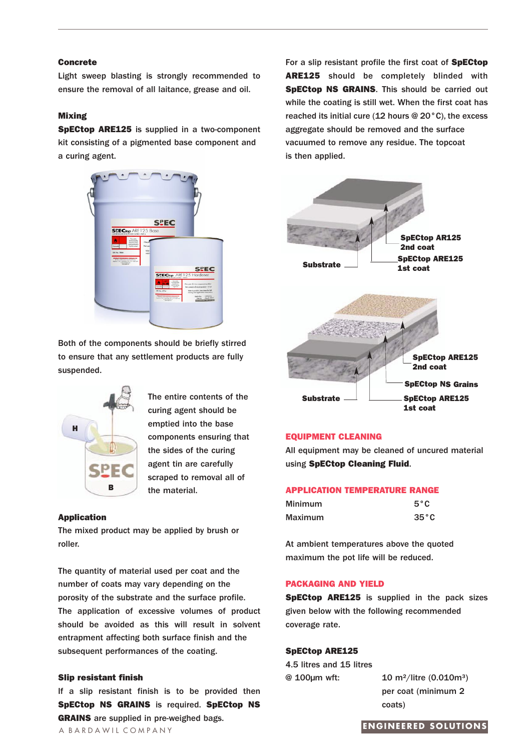### Concrete

Light sweep blasting is strongly recommended to ensure the removal of all laitance, grease and oil.

### Mixing

**SpECtop ARE125** is supplied in a two-component kit consisting of a pigmented base component and a curing agent.

Both of the components should be briefly stirred to ensure that any settlement products are fully suspended.

The entire contents of the curing agent should be emptied into the base components ensuring that the sides of the curing agent tin are carefully scraped to removal all of the material.

### Application

The mixed product may be applied by brush or roller.

The quantity of material used per coat and the number of coats may vary depending on the porosity of the substrate and the surface profile. The application of excessive volumes of product should be avoided as this will result in solvent entrapment affecting both surface finish and the subsequent performances of the coating.

### Slip resistant finish

If a slip resistant finish is to be provided then **SpECtop NS GRAINS** is required. **SpECtop NS GRAINS** are supplied in pre-weighed bags.

For a slip resistant profile the first coat of **SpECtop ARE125** should be completely blinded with **SpECtop NS GRAINS**. This should be carried out while the coating is still wet. When the first coat has reached its initial cure (12 hours @ 20°C), the excess aggregate should be removed and the surface vacuumed to remove any residue. The topcoat is then applied.

Substrate — SpECtop ARE125 1st coat — SpECtop AR125 2nd coat

Substrate — SpECtop ARE125 1st coat — SpECtop NS Grains — SpECtop ARE125 2nd coat

## EQUIPMENT CLEANING

All equipment may be cleaned of uncured material using **SpECtop Cleaning Fluid**.

## APPLICATION TEMPERATURE RANGE

| | |
|---|---|
| Minimum | 5°C |
| Maximum | 35°C |

At ambient temperatures above the quoted maximum the pot life will be reduced.

## PACKAGING AND YIELD

**SpECtop ARE125** is supplied in the pack sizes given below with the following recommended coverage rate.

**SpECtop ARE125**

4.5 litres and 15 litres

| | |
|---|---|
| @ 100µm wft: | 10 m²/litre (0.010m³) per coat (minimum 2 coats) |

A BARDAWIL COMPANY

ENGINEERED SOLUTIONS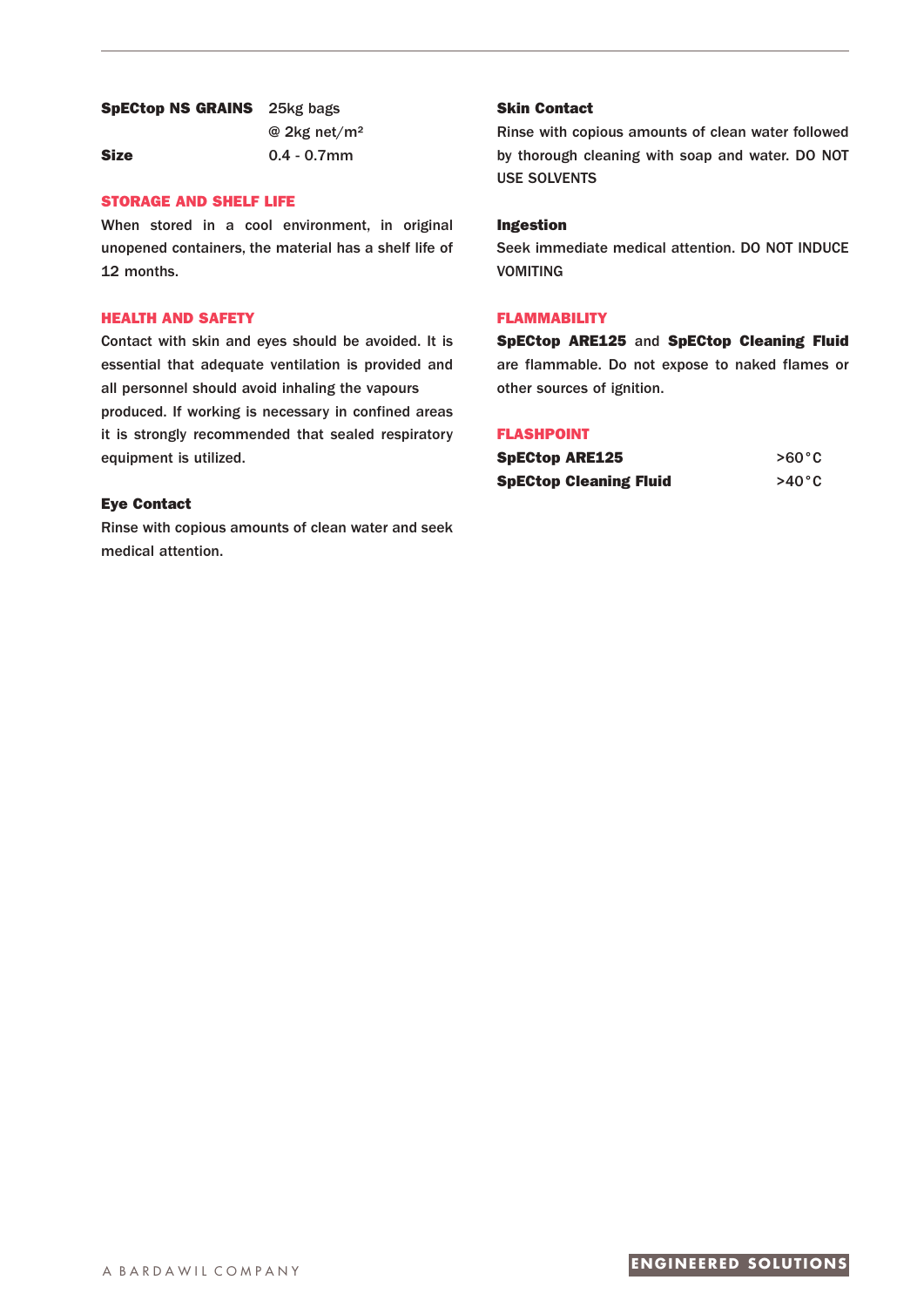| | |
|---|---|
| **SpECtop NS GRAINS** | 25kg bags @ 2kg net/m² |
| **Size** | 0.4 - 0.7mm |

## STORAGE AND SHELF LIFE

When stored in a cool environment, in original unopened containers, the material has a shelf life of 12 months.

## HEALTH AND SAFETY

Contact with skin and eyes should be avoided. It is essential that adequate ventilation is provided and all personnel should avoid inhaling the vapours produced. If working is necessary in confined areas it is strongly recommended that sealed respiratory equipment is utilized.

### Eye Contact

Rinse with copious amounts of clean water and seek medical attention.

### Skin Contact

Rinse with copious amounts of clean water followed by thorough cleaning with soap and water. DO NOT USE SOLVENTS

### Ingestion

Seek immediate medical attention. DO NOT INDUCE VOMITING

## FLAMMABILITY

**SpECtop ARE125** and **SpECtop Cleaning Fluid** are flammable. Do not expose to naked flames or other sources of ignition.

## FLASHPOINT

| | |
|---|---|
| **SpECtop ARE125** | >60°C |
| **SpECtop Cleaning Fluid** | >40°C |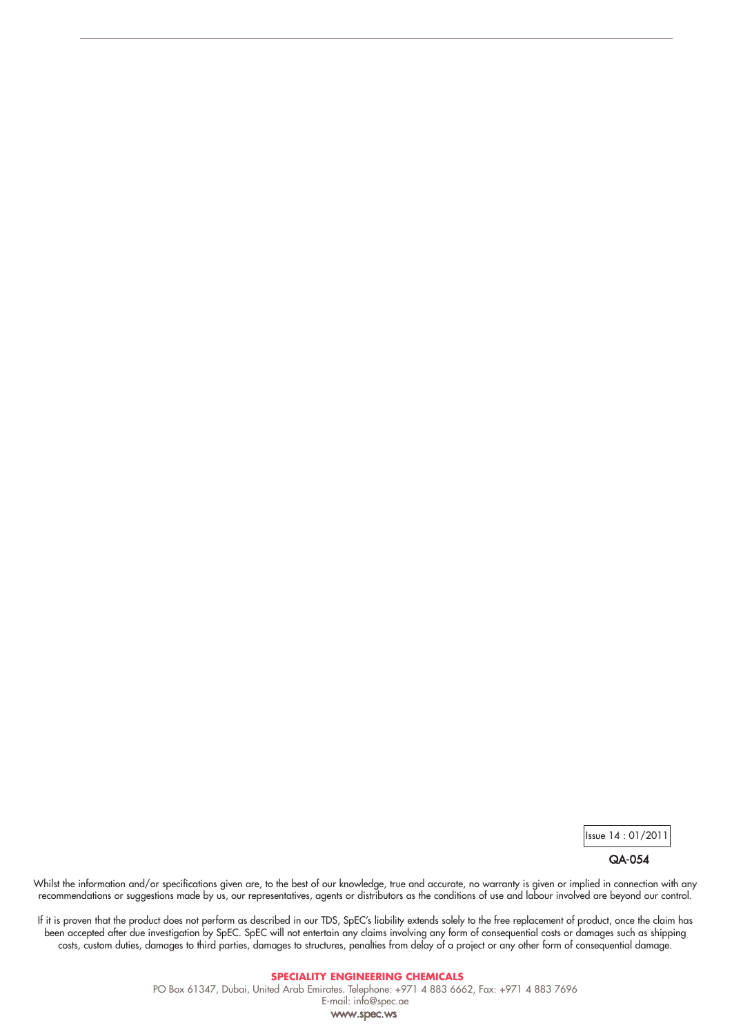Issue 14 : 01/2011

QA-054

Whilst the information and/or specifications given are, to the best of our knowledge, true and accurate, no warranty is given or implied in connection with any recommendations or suggestions made by us, our representatives, agents or distributors as the conditions of use and labour involved are beyond our control.

If it is proven that the product does not perform as described in our TDS, SpEC's liability extends solely to the free replacement of product, once the claim has been accepted after due investigation by SpEC. SpEC will not entertain any claims involving any form of consequential costs or damages such as shipping costs, custom duties, damages to third parties, damages to structures, penalties from delay of a project or any other form of consequential damage.

**SPECIALITY ENGINEERING CHEMICALS**
PO Box 61347, Dubai, United Arab Emirates. Telephone: +971 4 883 6662, Fax: +971 4 883 7696
E-mail: info@spec.ae
www.spec.ws